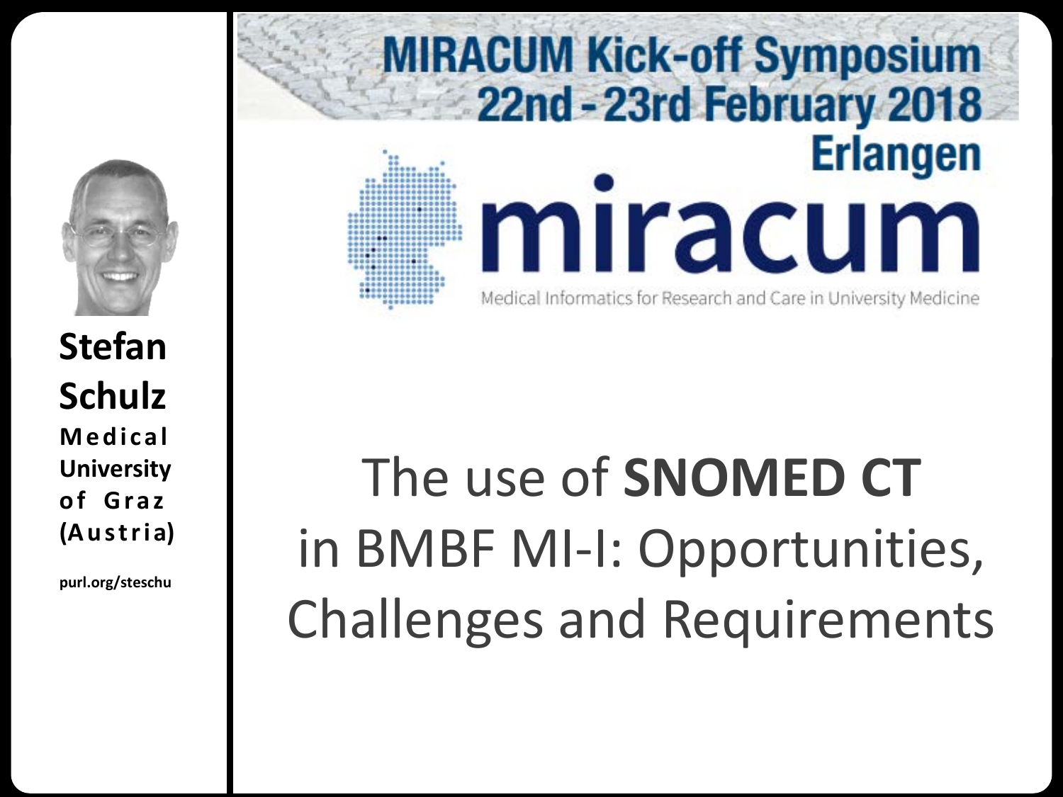**Stefan Schulz**

**Medical University of Graz (Austria)**

**purl.org/steschu**

# MIRACUM Kick-off Symposium 22nd - 23rd February 2018 Erlangen

miracum

Medical Informatics for Research and Care in University Medicine

# The use of **SNOMED CT** in BMBF MI-I: Opportunities, Challenges and Requirements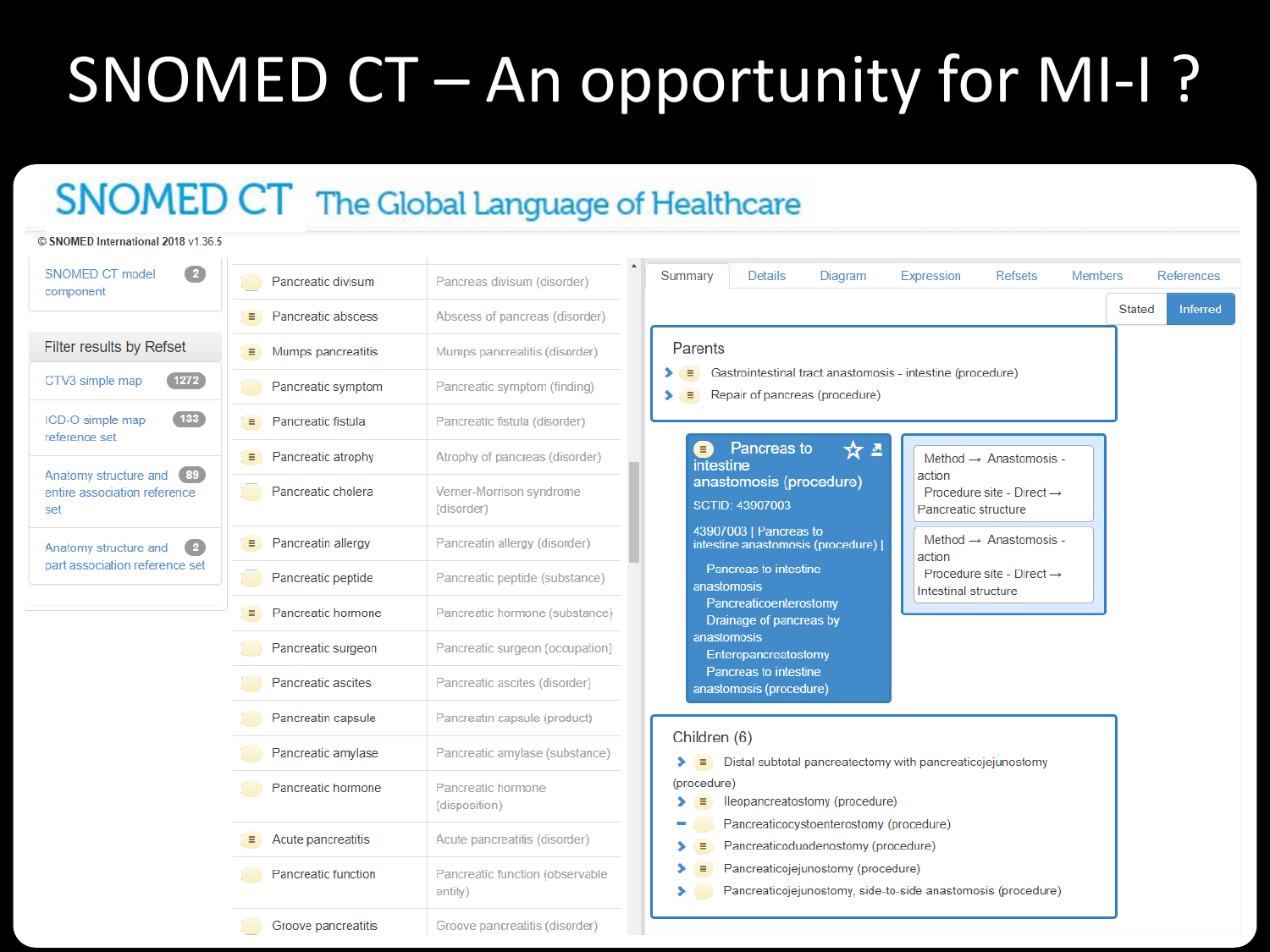# SNOMED CT – An opportunity for MI-I ?

SNOMED CT The Global Language of Healthcare

© SNOMED International 2018 v1.36.5

| Filter | Count |
| --- | --- |
| SNOMED CT model component | 2 |

**Filter results by Refset**

| Refset | Count |
| --- | --- |
| CTV3 simple map | 1272 |
| ICD-O simple map reference set | 133 |
| Anatomy structure and entire association reference set | 89 |
| Anatomy structure and part association reference set | 2 |

| Term | Concept |
| --- | --- |
| Pancreatic divisum | Pancreas divisum (disorder) |
| Pancreatic abscess | Abscess of pancreas (disorder) |
| Mumps pancreatitis | Mumps pancreatitis (disorder) |
| Pancreatic symptom | Pancreatic symptom (finding) |
| Pancreatic fistula | Pancreatic fistula (disorder) |
| Pancreatic atrophy | Atrophy of pancreas (disorder) |
| Pancreatic cholera | Verner-Morrison syndrome (disorder) |
| Pancreatin allergy | Pancreatin allergy (disorder) |
| Pancreatic peptide | Pancreatic peptide (substance) |
| Pancreatic hormone | Pancreatic hormone (substance) |
| Pancreatic surgeon | Pancreatic surgeon (occupation) |
| Pancreatic ascites | Pancreatic ascites (disorder) |
| Pancreatin capsule | Pancreatin capsule (product) |
| Pancreatic amylase | Pancreatic amylase (substance) |
| Pancreatic hormone | Pancreatic hormone (disposition) |
| Acute pancreatitis | Acute pancreatitis (disorder) |
| Pancreatic function | Pancreatic function (observable entity) |
| Groove pancreatitis | Groove pancreatitis (disorder) |

Summary | Details | Diagram | Expression | Refsets | Members | References

Stated | Inferred

**Parents**

- Gastrointestinal tract anastomosis - intestine (procedure)
- Repair of pancreas (procedure)

**Pancreas to intestine anastomosis (procedure)**

SCTID: 43907003

43907003 | Pancreas to intestine anastomosis (procedure) |

- Pancreas to intestine anastomosis
- Pancreaticoenterostomy
- Drainage of pancreas by anastomosis
- Enteropancreatostomy
- Pancreas to intestine anastomosis (procedure)

Method → Anastomosis - action
Procedure site - Direct → Pancreatic structure

Method → Anastomosis - action
Procedure site - Direct → Intestinal structure

**Children (6)**

- Distal subtotal pancreatectomy with pancreaticojejunostomy (procedure)
- Ileopancreatostomy (procedure)
- Pancreaticocystoenterostomy (procedure)
- Pancreaticoduodenostomy (procedure)
- Pancreaticojejunostomy (procedure)
- Pancreaticojejunostomy, side-to-side anastomosis (procedure)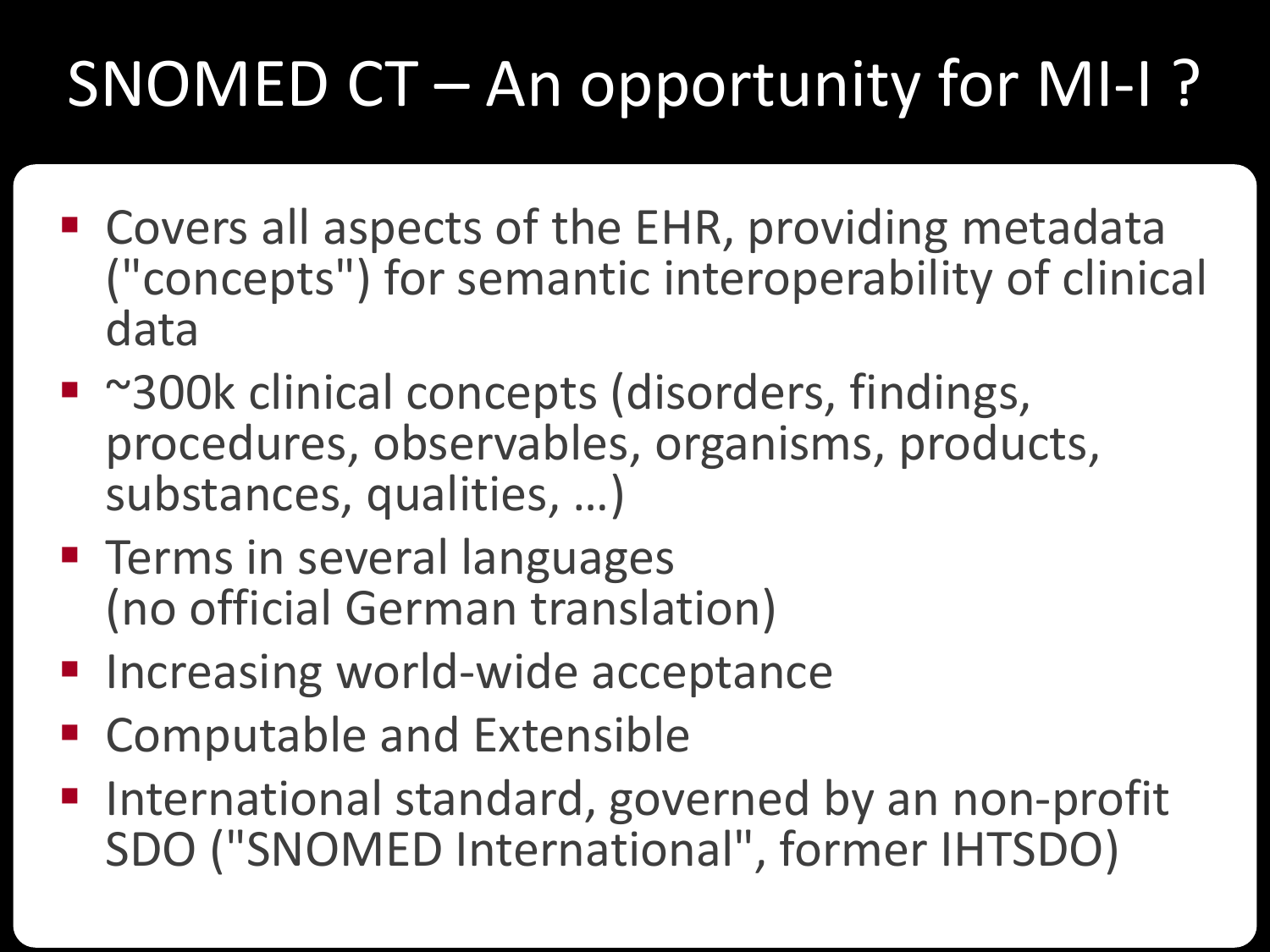# SNOMED CT – An opportunity for MI-I ?

- Covers all aspects of the EHR, providing metadata ("concepts") for semantic interoperability of clinical data
- ~300k clinical concepts (disorders, findings, procedures, observables, organisms, products, substances, qualities, …)
- Terms in several languages (no official German translation)
- Increasing world-wide acceptance
- Computable and Extensible
- International standard, governed by an non-profit SDO ("SNOMED International", former IHTSDO)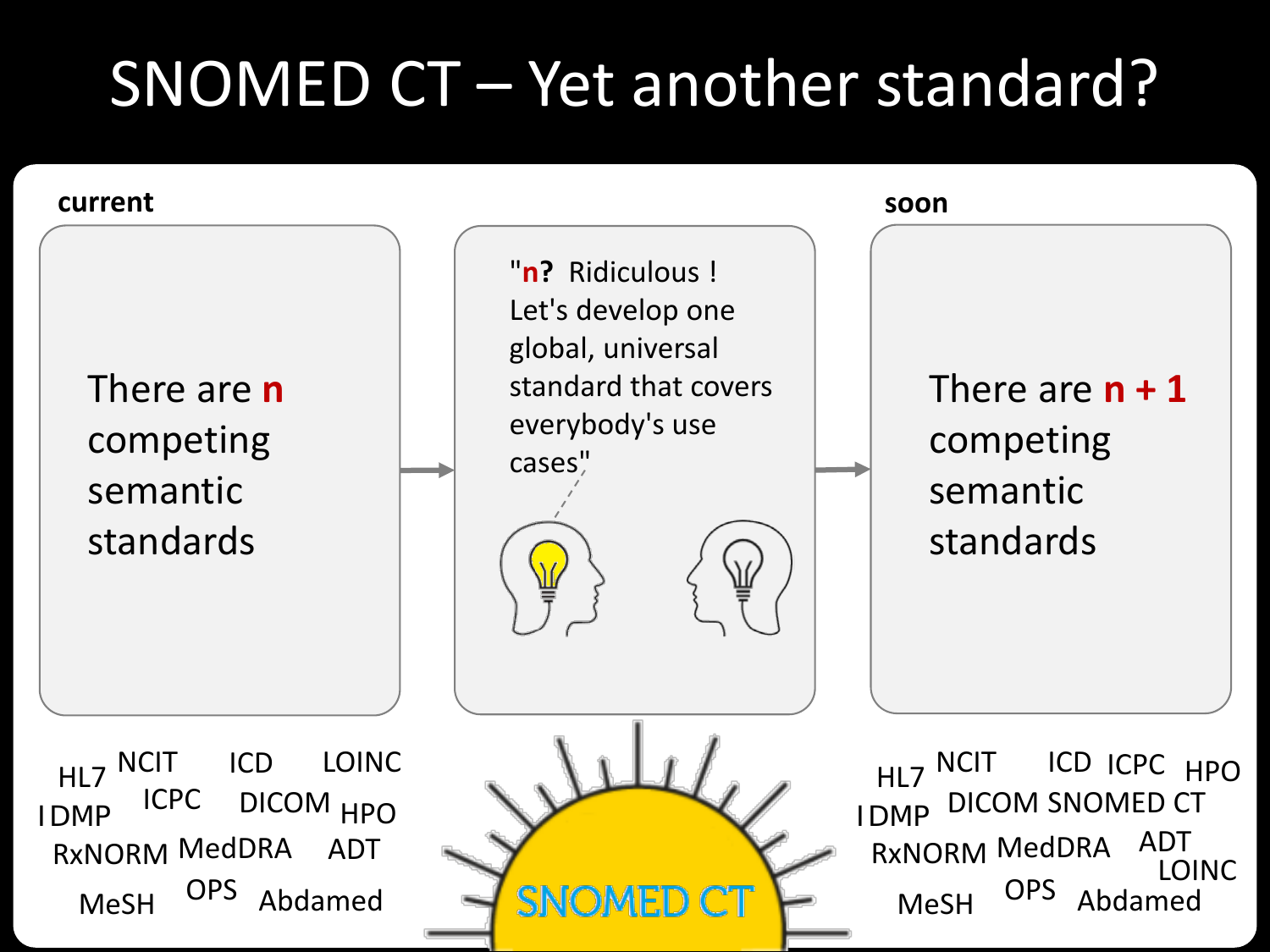# SNOMED CT – Yet another standard?

**current**

There are **n** competing semantic standards

"**n?** Ridiculous ! Let's develop one global, universal standard that covers everybody's use cases"

**soon**

There are **n + 1** competing semantic standards

HL7 NCIT ICD LOINC IDMP ICPC DICOM HPO RxNORM MedDRA ADT MeSH OPS Abdamed

SNOMED CT

HL7 NCIT ICD ICPC HPO IDMP DICOM SNOMED CT RxNORM MedDRA ADT LOINC MeSH OPS Abdamed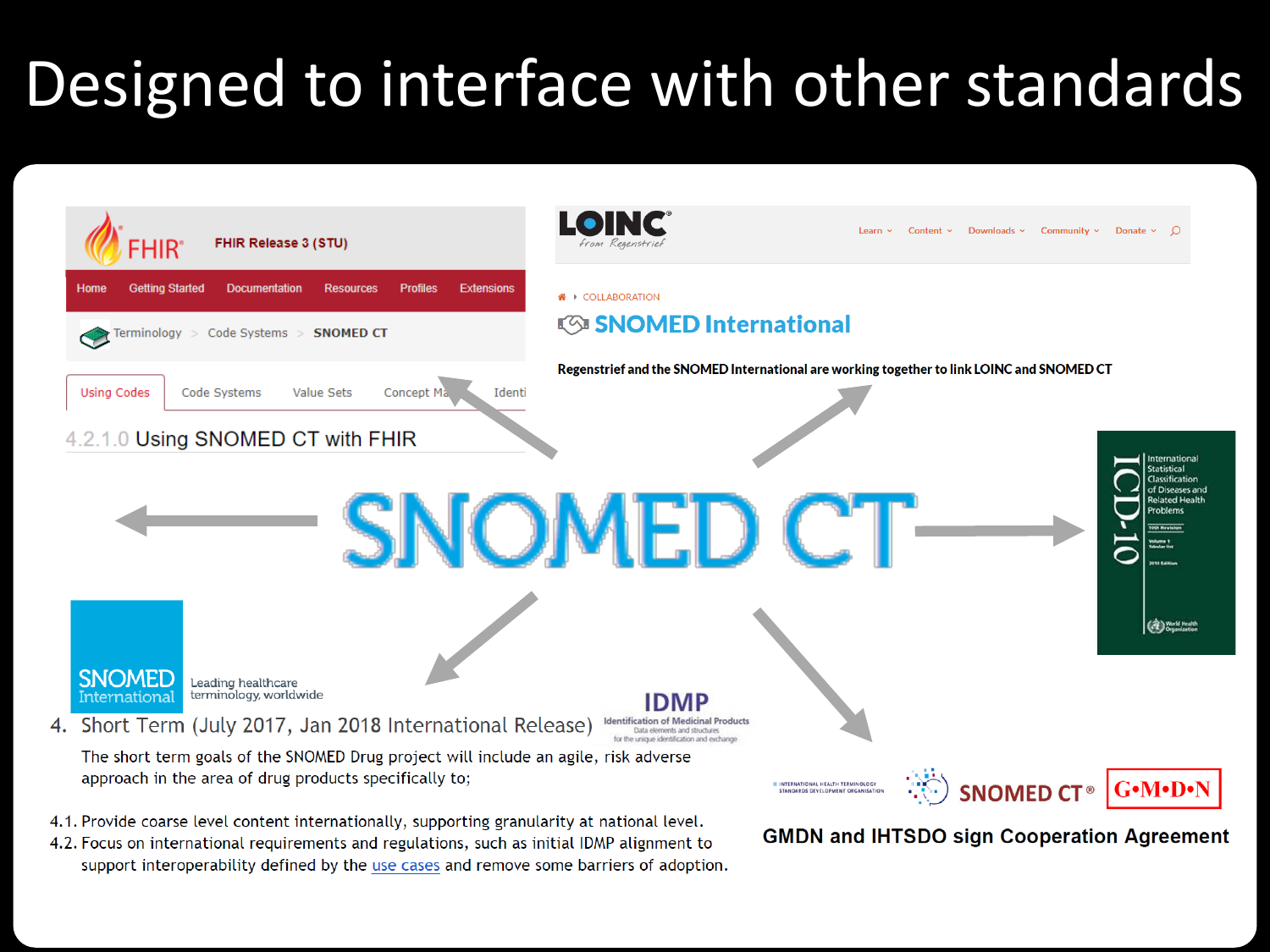# Designed to interface with other standards

FHIR FHIR Release 3 (STU)

Home | Getting Started | Documentation | Resources | Profiles | Extensions

Terminology > Code Systems > SNOMED CT

Using Codes | Code Systems | Value Sets | Concept Ma | Identi

4.2.1.0 Using SNOMED CT with FHIR

LOINC from Regenstrief

Learn | Content | Downloads | Community | Donate

COLLABORATION

## SNOMED International

Regenstrief and the SNOMED International are working together to link LOINC and SNOMED CT

# SNOMED CT

ICD-10 International Statistical Classification of Diseases and Related Health Problems

SNOMED International — Leading healthcare terminology, worldwide

IDMP — Identification of Medicinal Products — Data elements and structures for the unique identification and exchange

4. Short Term (July 2017, Jan 2018 International Release)

The short term goals of the SNOMED Drug project will include an agile, risk adverse approach in the area of drug products specifically to;

4.1. Provide coarse level content internationally, supporting granularity at national level.

4.2. Focus on international requirements and regulations, such as initial IDMP alignment to support interoperability defined by the use cases and remove some barriers of adoption.

SNOMED CT® G•M•D•N

GMDN and IHTSDO sign Cooperation Agreement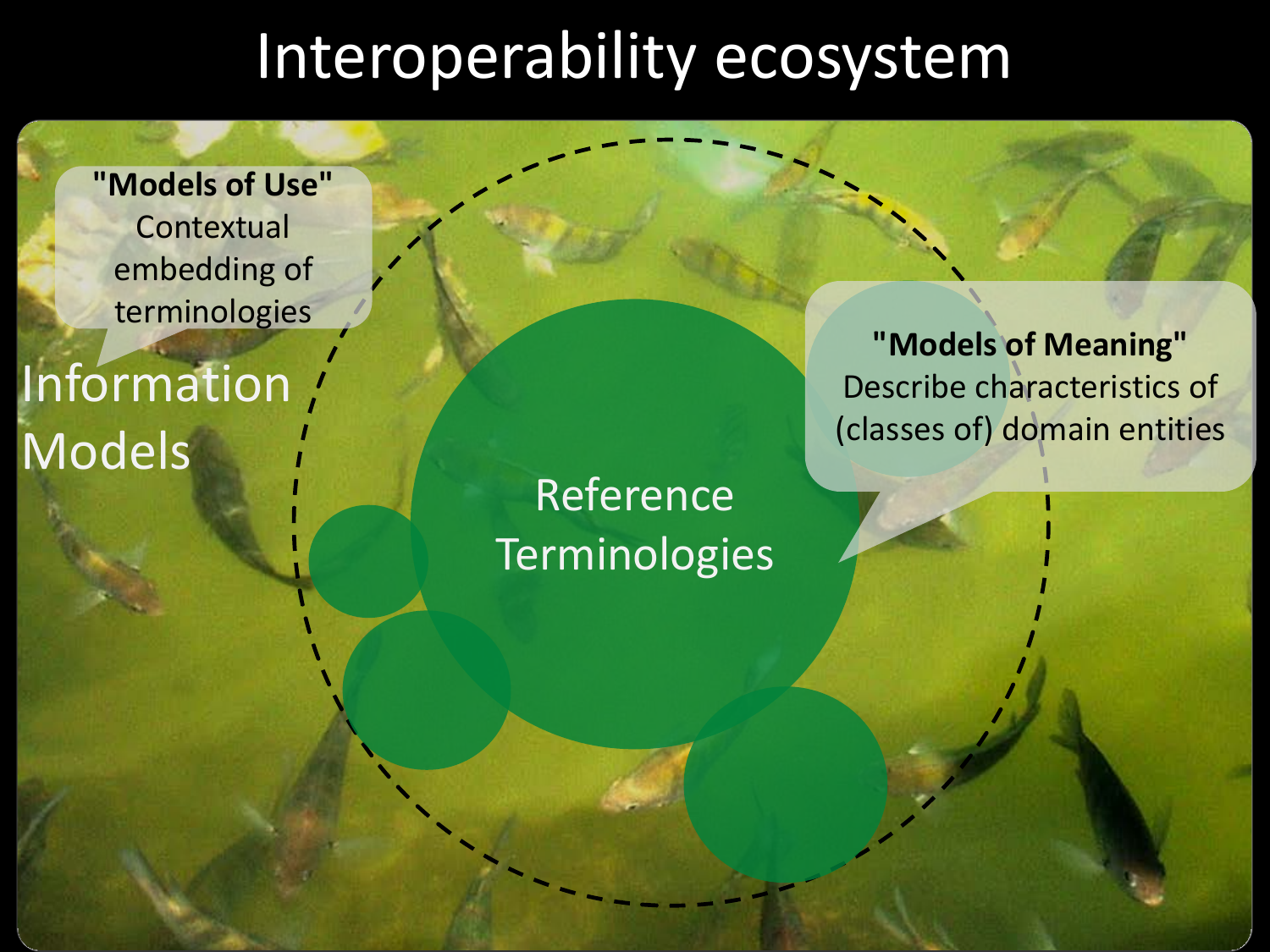# Interoperability ecosystem

**"Models of Use"**
Contextual embedding of terminologies

Information Models

Reference Terminologies

**"Models of Meaning"**
Describe characteristics of (classes of) domain entities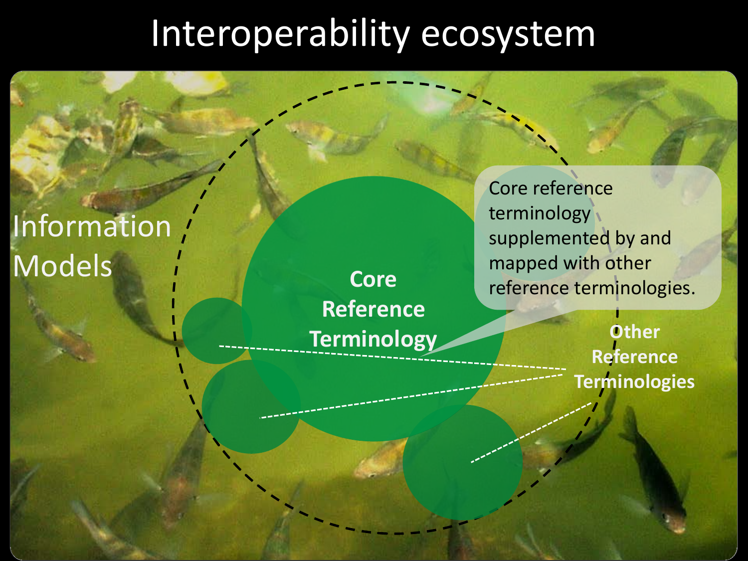# Interoperability ecosystem

Information Models

**Core Reference Terminology**

Core reference terminology supplemented by and mapped with other reference terminologies.

**Other Reference Terminologies**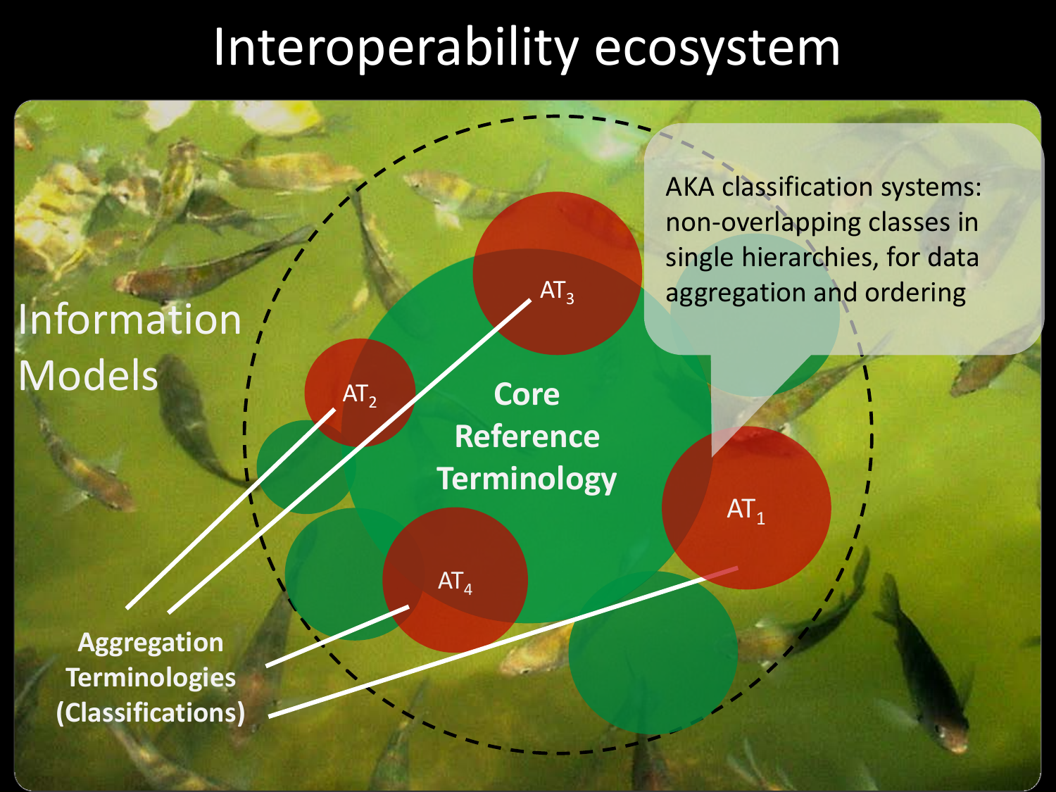# Interoperability ecosystem

Information Models

Core Reference Terminology

$AT_1$

$AT_2$

$AT_3$

$AT_4$

AKA classification systems: non-overlapping classes in single hierarchies, for data aggregation and ordering

**Aggregation Terminologies (Classifications)**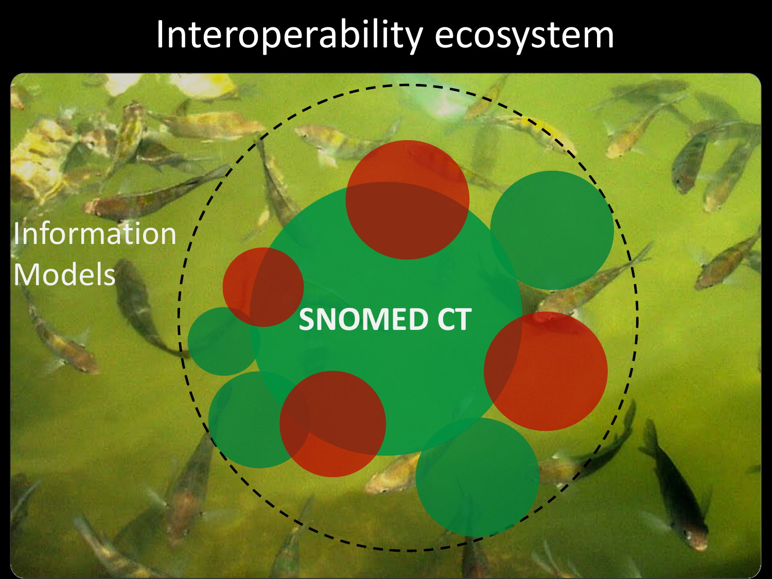# Interoperability ecosystem

Information Models

SNOMED CT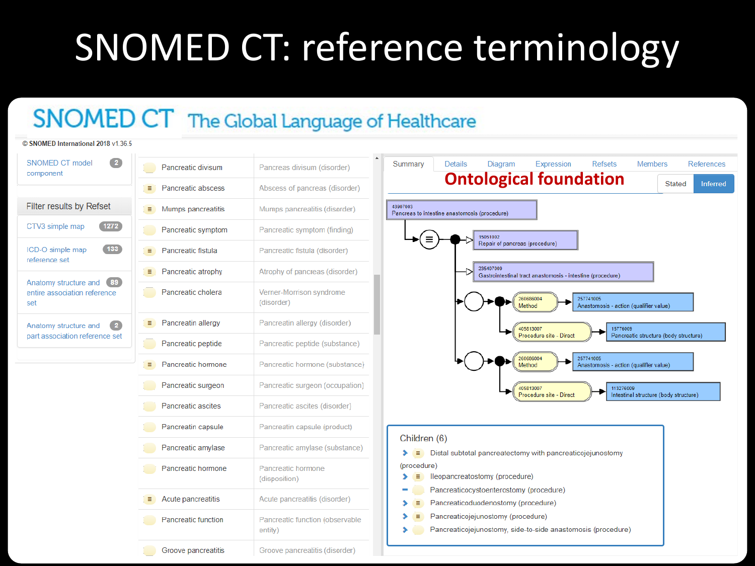# SNOMED CT: reference terminology

SNOMED CT The Global Language of Healthcare

© SNOMED International 2018 v1.36.5

- SNOMED CT model component 2

**Filter results by Refset**

- CTV3 simple map 1272
- ICD-O simple map reference set 133
- Anatomy structure and entire association reference set 89
- Anatomy structure and part association reference set 2

| Term | Concept |
|---|---|
| Pancreatic divisum | Pancreas divisum (disorder) |
| Pancreatic abscess | Abscess of pancreas (disorder) |
| Mumps pancreatitis | Mumps pancreatitis (disorder) |
| Pancreatic symptom | Pancreatic symptom (finding) |
| Pancreatic fistula | Pancreatic fistula (disorder) |
| Pancreatic atrophy | Atrophy of pancreas (disorder) |
| Pancreatic cholera | Verner-Morrison syndrome (disorder) |
| Pancreatin allergy | Pancreatin allergy (disorder) |
| Pancreatic peptide | Pancreatic peptide (substance) |
| Pancreatic hormone | Pancreatic hormone (substance) |
| Pancreatic surgeon | Pancreatic surgeon (occupation) |
| Pancreatic ascites | Pancreatic ascites (disorder) |
| Pancreatin capsule | Pancreatin capsule (product) |
| Pancreatic amylase | Pancreatic amylase (substance) |
| Pancreatic hormone | Pancreatic hormone (disposition) |
| Acute pancreatitis | Acute pancreatitis (disorder) |
| Pancreatic function | Pancreatic function (observable entity) |
| Groove pancreatitis | Groove pancreatitis (disorder) |

Summary | Details | Diagram | Expression | Refsets | Members | References

**Ontological foundation**

Stated | Inferred

- 43907003 Pancreas to intestine anastomosis (procedure)
  - 15051002 Repair of pancreas (procedure)
  - 235407009 Gastrointestinal tract anastomosis - intestine (procedure)
  - 260686004 Method → 257741005 Anastomosis - action (qualifier value)
  - 405813007 Procedure site - Direct → 15776009 Pancreatic structure (body structure)
  - 260686004 Method → 257741005 Anastomosis - action (qualifier value)
  - 405813007 Procedure site - Direct → 113276009 Intestinal structure (body structure)

**Children (6)**

- Distal subtotal pancreatectomy with pancreaticojejunostomy (procedure)
- Ileopancreatostomy (procedure)
- Pancreaticocystoenterostomy (procedure)
- Pancreaticoduodenostomy (procedure)
- Pancreaticojejunostomy (procedure)
- Pancreaticojejunostomy, side-to-side anastomosis (procedure)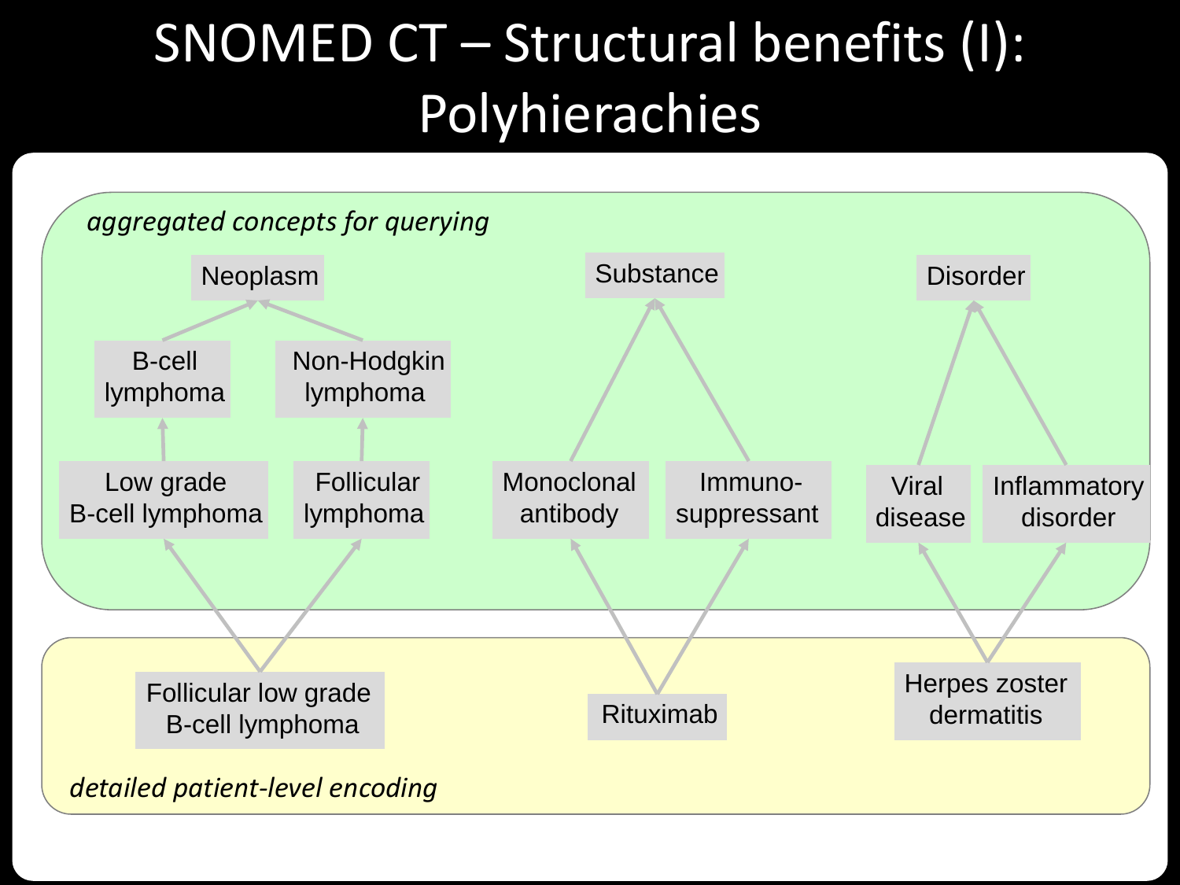# SNOMED CT – Structural benefits (I): Polyhierachies

*aggregated concepts for querying*

Neoplasm

B-cell lymphoma

Non-Hodgkin lymphoma

Low grade B-cell lymphoma

Follicular lymphoma

Substance

Monoclonal antibody

Immuno-suppressant

Disorder

Viral disease

Inflammatory disorder

Follicular low grade B-cell lymphoma

Rituximab

Herpes zoster dermatitis

*detailed patient-level encoding*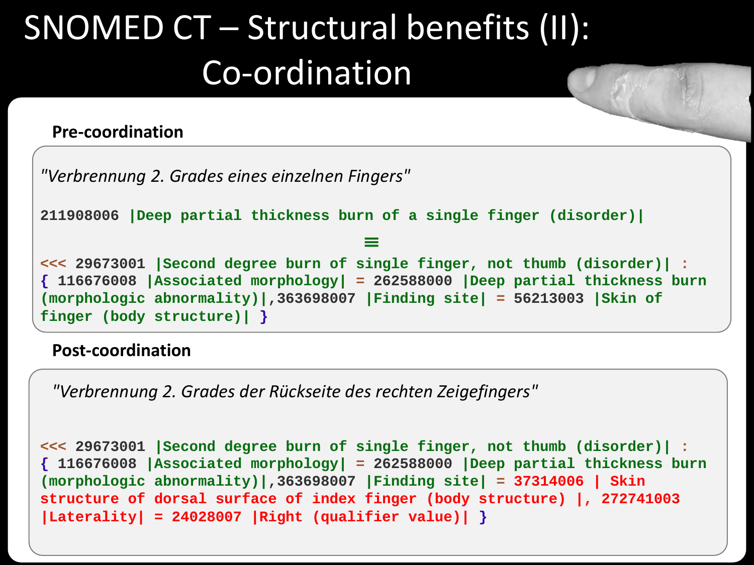# SNOMED CT – Structural benefits (II): Co-ordination

**Pre-coordination**

*"Verbrennung 2. Grades eines einzelnen Fingers"*

```
211908006 |Deep partial thickness burn of a single finger (disorder)|

≡

<<< 29673001 |Second degree burn of single finger, not thumb (disorder)| :
{ 116676008 |Associated morphology| = 262588000 |Deep partial thickness burn
(morphologic abnormality)|,363698007 |Finding site| = 56213003 |Skin of
finger (body structure)| }
```

**Post-coordination**

*"Verbrennung 2. Grades der Rückseite des rechten Zeigefingers"*

```
<<< 29673001 |Second degree burn of single finger, not thumb (disorder)| :
{ 116676008 |Associated morphology| = 262588000 |Deep partial thickness burn
(morphologic abnormality)|,363698007 |Finding site| = 37314006 | Skin
structure of dorsal surface of index finger (body structure) |, 272741003
|Laterality| = 24028007 |Right (qualifier value)| }
```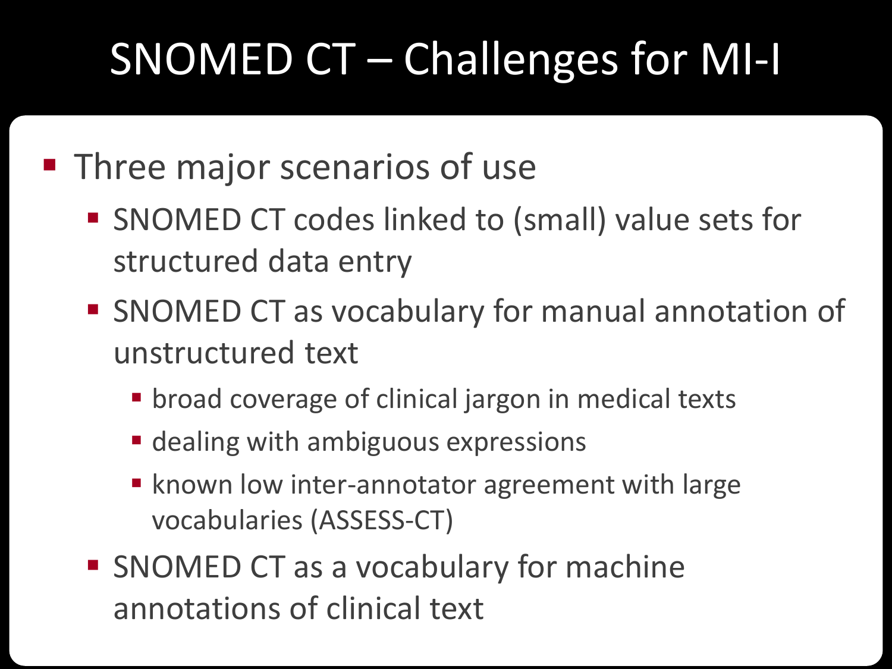# SNOMED CT – Challenges for MI-I

- Three major scenarios of use
  - SNOMED CT codes linked to (small) value sets for structured data entry
  - SNOMED CT as vocabulary for manual annotation of unstructured text
    - broad coverage of clinical jargon in medical texts
    - dealing with ambiguous expressions
    - known low inter-annotator agreement with large vocabularies (ASSESS-CT)
  - SNOMED CT as a vocabulary for machine annotations of clinical text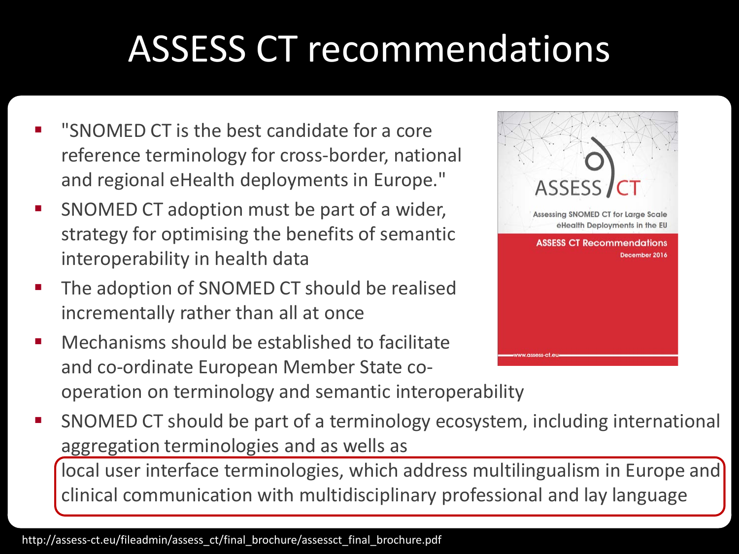# ASSESS CT recommendations

- "SNOMED CT is the best candidate for a core reference terminology for cross-border, national and regional eHealth deployments in Europe."
- SNOMED CT adoption must be part of a wider, strategy for optimising the benefits of semantic interoperability in health data
- The adoption of SNOMED CT should be realised incrementally rather than all at once
- Mechanisms should be established to facilitate and co-ordinate European Member State co-operation on terminology and semantic interoperability
- SNOMED CT should be part of a terminology ecosystem, including international aggregation terminologies and as wells as local user interface terminologies, which address multilingualism in Europe and clinical communication with multidisciplinary professional and lay language

ASSESS CT

Assessing SNOMED CT for Large Scale eHealth Deployments in the EU

ASSESS CT Recommendations

December 2016

www.assess-ct.eu

http://assess-ct.eu/fileadmin/assess_ct/final_brochure/assessct_final_brochure.pdf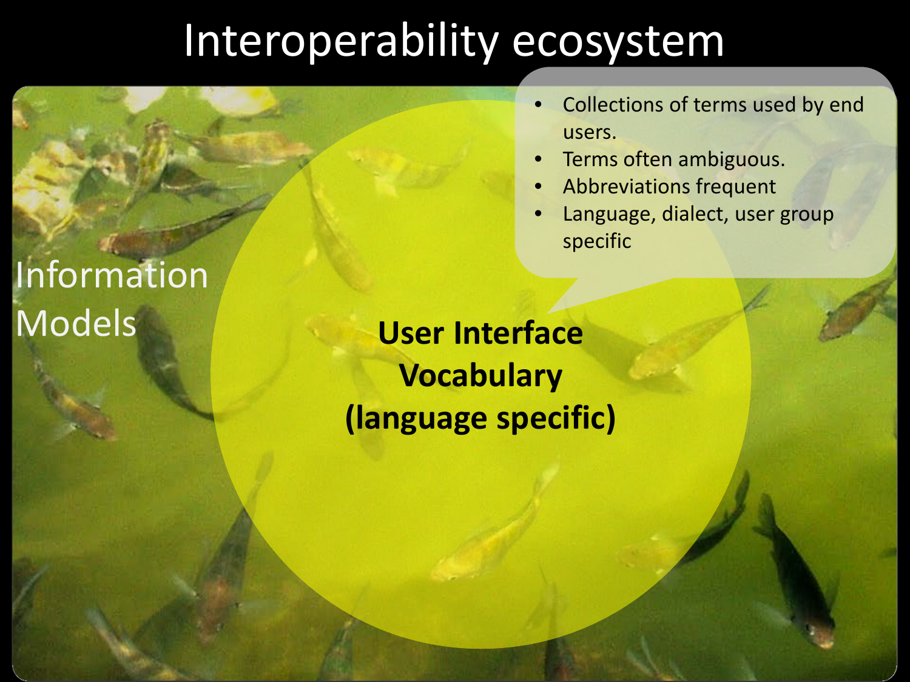# Interoperability ecosystem

- Collections of terms used by end users.
- Terms often ambiguous.
- Abbreviations frequent
- Language, dialect, user group specific

Information Models

**User Interface Vocabulary (language specific)**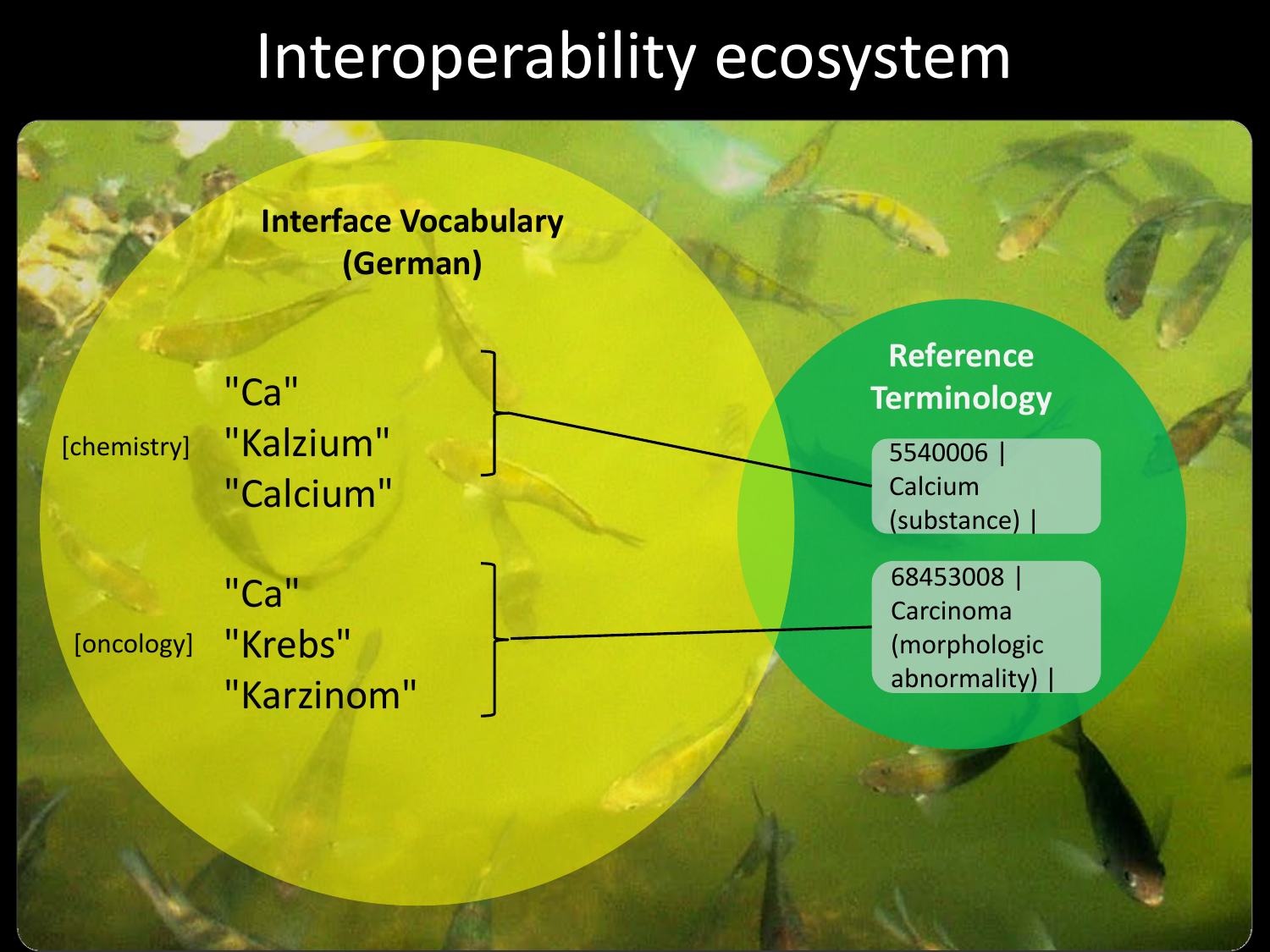# Interoperability ecosystem

**Interface Vocabulary (German)**

[chemistry]
- "Ca"
- "Kalzium"
- "Calcium"

[oncology]
- "Ca"
- "Krebs"
- "Karzinom"

**Reference Terminology**

- 5540006 | Calcium (substance) |
- 68453008 | Carcinoma (morphologic abnormality) |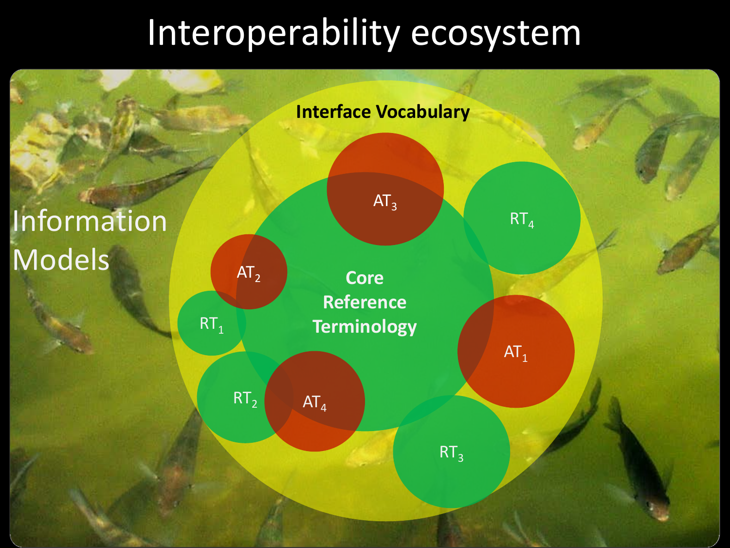# Interoperability ecosystem

Information Models

Interface Vocabulary

Core Reference Terminology

$AT_3$

$RT_4$

$AT_2$

$RT_1$

$AT_1$

$RT_2$

$AT_4$

$RT_3$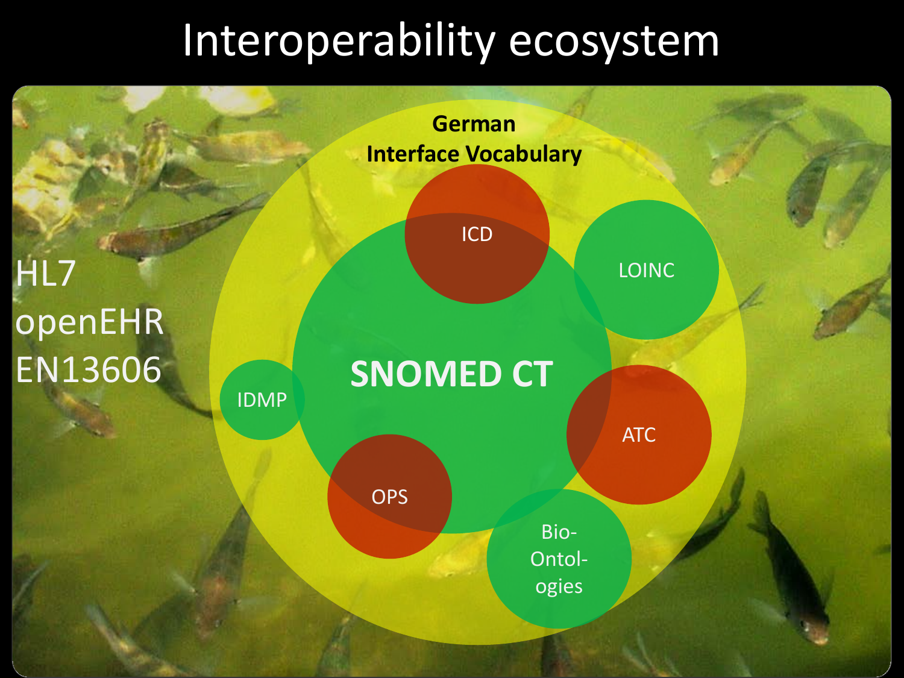# Interoperability ecosystem

HL7
openEHR
EN13606

German
Interface Vocabulary

ICD

LOINC

SNOMED CT

IDMP

ATC

OPS

Bio-
Ontol-
ogies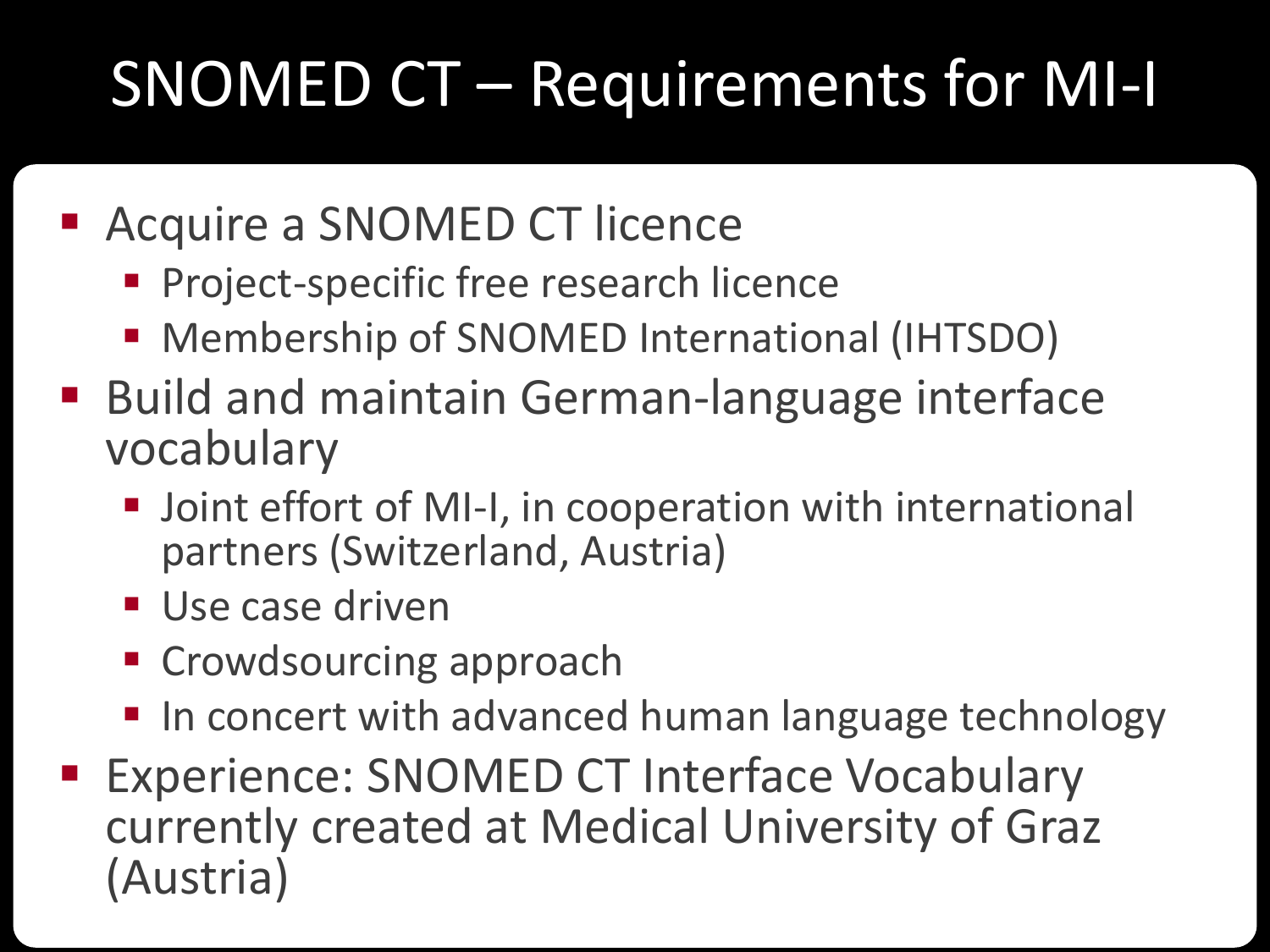# SNOMED CT – Requirements for MI-I

- Acquire a SNOMED CT licence
  - Project-specific free research licence
  - Membership of SNOMED International (IHTSDO)
- Build and maintain German-language interface vocabulary
  - Joint effort of MI-I, in cooperation with international partners (Switzerland, Austria)
  - Use case driven
  - Crowdsourcing approach
  - In concert with advanced human language technology
- Experience: SNOMED CT Interface Vocabulary currently created at Medical University of Graz (Austria)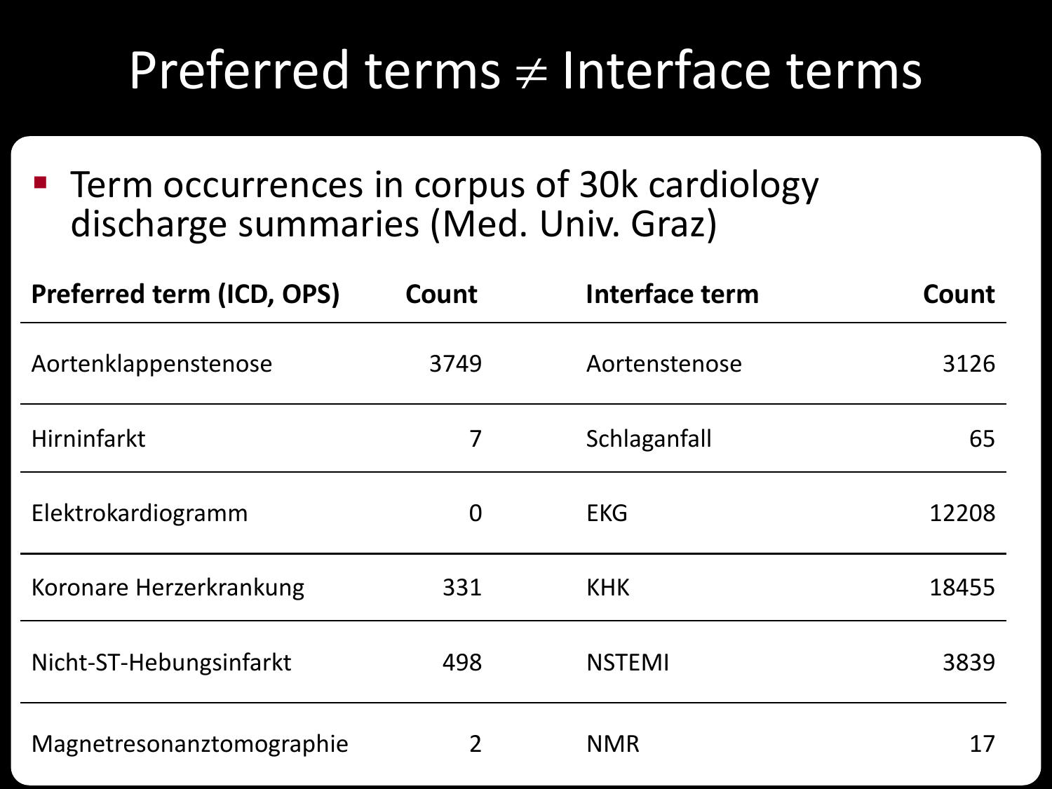# Preferred terms $\neq$ Interface terms

- Term occurrences in corpus of 30k cardiology discharge summaries (Med. Univ. Graz)

| Preferred term (ICD, OPS) | Count | Interface term | Count |
|---|---|---|---|
| Aortenklappenstenose | 3749 | Aortenstenose | 3126 |
| Hirninfarkt | 7 | Schlaganfall | 65 |
| Elektrokardiogramm | 0 | EKG | 12208 |
| Koronare Herzerkrankung | 331 | KHK | 18455 |
| Nicht-ST-Hebungsinfarkt | 498 | NSTEMI | 3839 |
| Magnetresonanztomographie | 2 | NMR | 17 |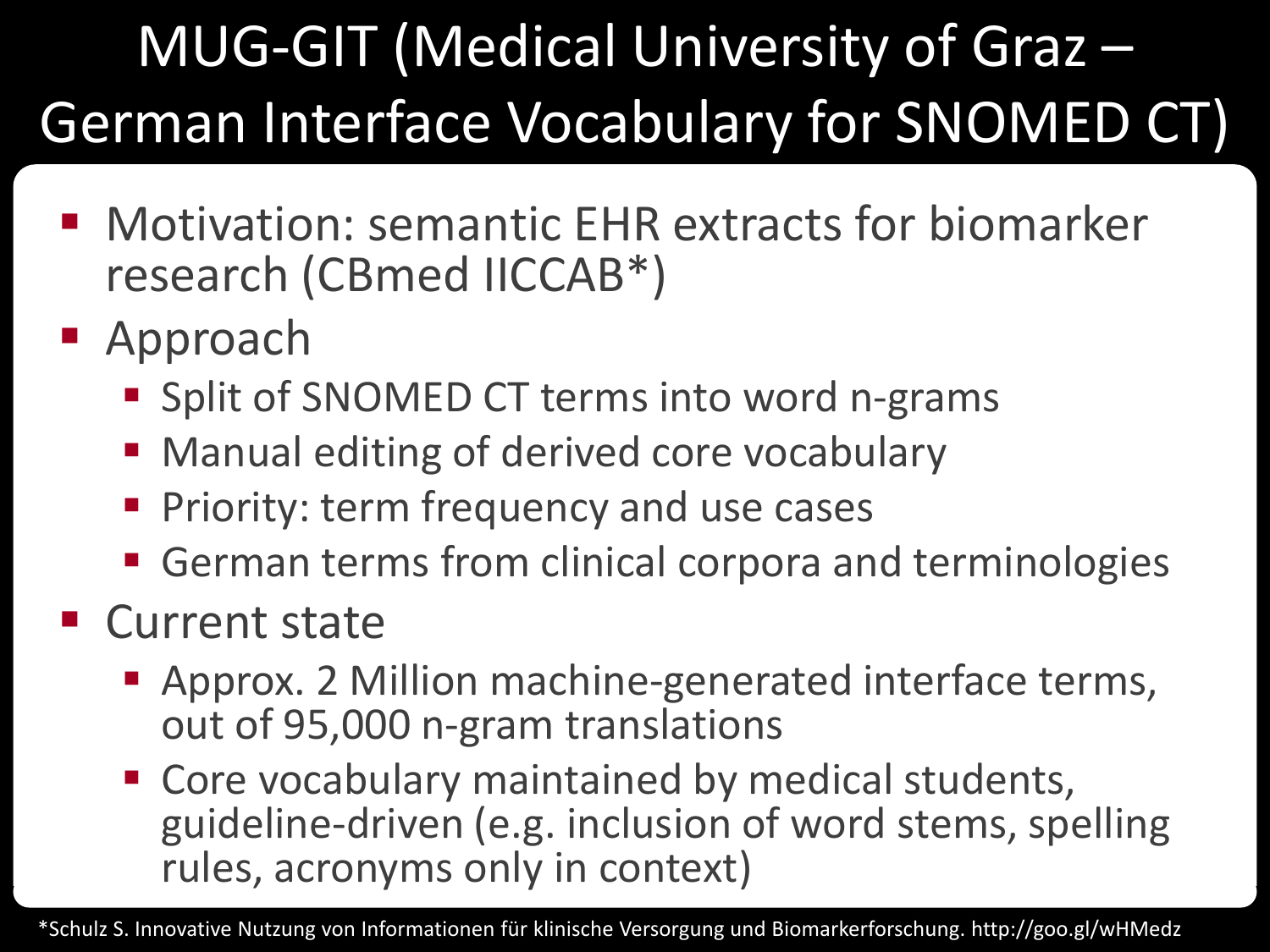# MUG-GIT (Medical University of Graz – German Interface Vocabulary for SNOMED CT)

- Motivation: semantic EHR extracts for biomarker research (CBmed IICCAB*)
- Approach
  - Split of SNOMED CT terms into word n-grams
  - Manual editing of derived core vocabulary
  - Priority: term frequency and use cases
  - German terms from clinical corpora and terminologies
- Current state
  - Approx. 2 Million machine-generated interface terms, out of 95,000 n-gram translations
  - Core vocabulary maintained by medical students, guideline-driven (e.g. inclusion of word stems, spelling rules, acronyms only in context)

*Schulz S. Innovative Nutzung von Informationen für klinische Versorgung und Biomarkerforschung. http://goo.gl/wHMedz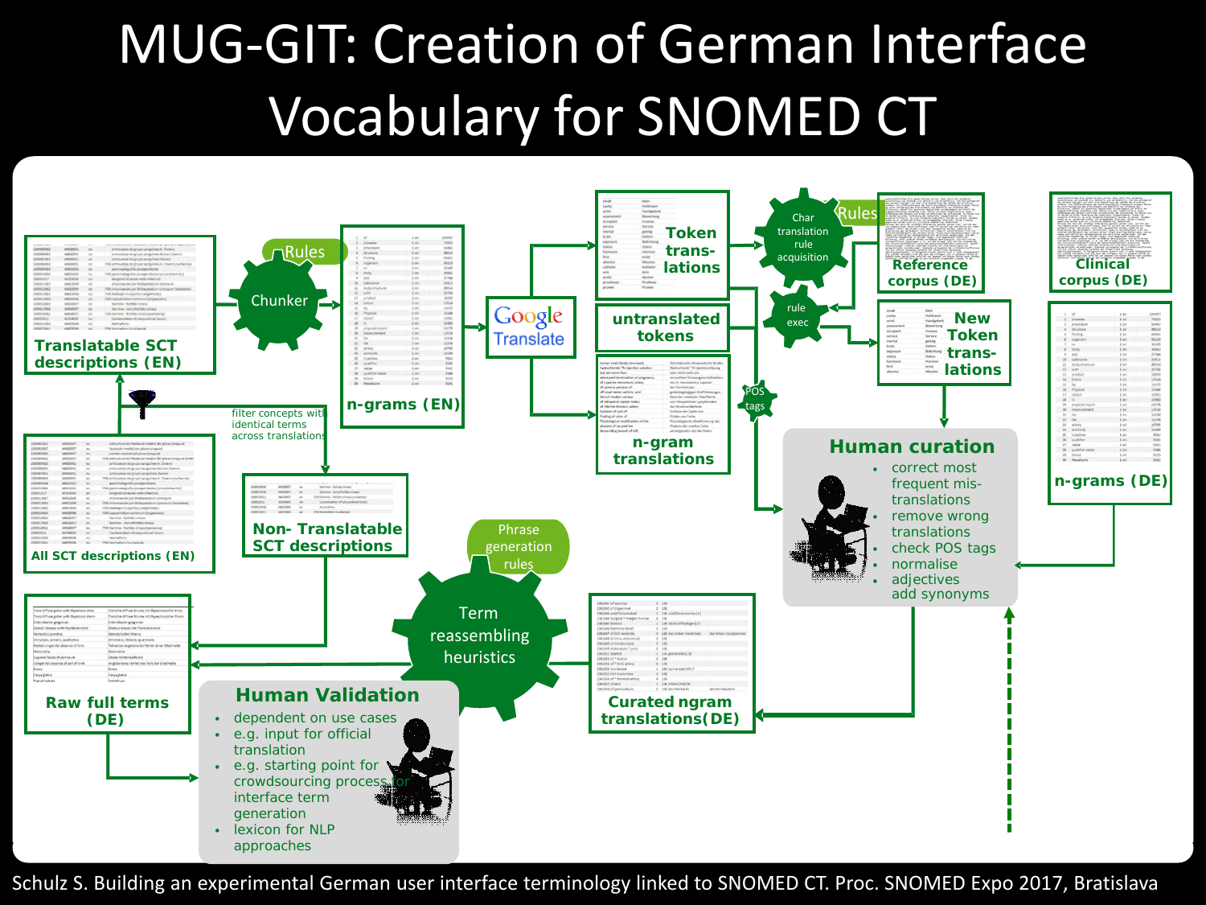# MUG-GIT: Creation of German Interface Vocabulary for SNOMED CT

**Translatable SCT descriptions (EN)**

Rules — Chunker

**n-grams (EN)**

Google Translate

**Token trans-lations**

**untranslated tokens**

**n-gram translations**

Char translation rule acquisition — Rules

**Reference corpus (DE)**

**Clinical corpus (DE)**

rule exec

**New Token trans-lations**

POS tags

**n-grams (DE)**

**All SCT descriptions (EN)**

filter concepts with identical terms across translations

**Non- Translatable SCT descriptions**

Phrase generation rules — Term reassembling heuristics

**Raw full terms (DE)**

## Human curation

- correct most frequent mis-translations
- remove wrong translations
- check POS tags
- normalise
- adjectives add synonyms

**Curated ngram translations(DE)**

## Human Validation

- dependent on use cases
- e.g. input for official translation
- e.g. starting point for crowdsourcing process for interface term generation
- lexicon for NLP approaches

Schulz S. Building an experimental German user interface terminology linked to SNOMED CT. Proc. SNOMED Expo 2017, Bratislava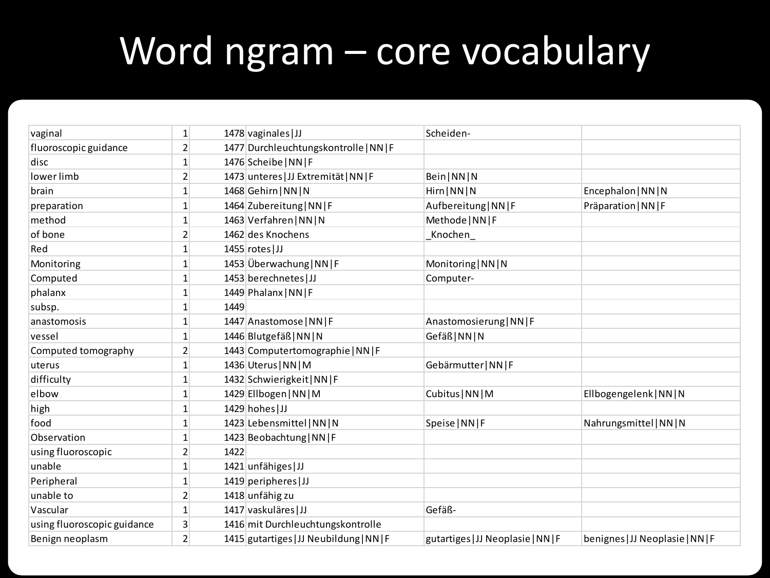# Word ngram – core vocabulary

| | | | | | |
|---|---|---|---|---|---|
| vaginal | 1 | 1478 | vaginales\|JJ | Scheiden- | |
| fluoroscopic guidance | 2 | 1477 | Durchleuchtungskontrolle\|NN\|F | | |
| disc | 1 | 1476 | Scheibe\|NN\|F | | |
| lower limb | 2 | 1473 | unteres\|JJ Extremität\|NN\|F | Bein\|NN\|N | |
| brain | 1 | 1468 | Gehirn\|NN\|N | Hirn\|NN\|N | Encephalon\|NN\|N |
| preparation | 1 | 1464 | Zubereitung\|NN\|F | Aufbereitung\|NN\|F | Präparation\|NN\|F |
| method | 1 | 1463 | Verfahren\|NN\|N | Methode\|NN\|F | |
| of bone | 2 | 1462 | des Knochens | _Knochen_ | |
| Red | 1 | 1455 | rotes\|JJ | | |
| Monitoring | 1 | 1453 | Überwachung\|NN\|F | Monitoring\|NN\|N | |
| Computed | 1 | 1453 | berechnetes\|JJ | Computer- | |
| phalanx | 1 | 1449 | Phalanx\|NN\|F | | |
| subsp. | 1 | 1449 | | | |
| anastomosis | 1 | 1447 | Anastomose\|NN\|F | Anastomosierung\|NN\|F | |
| vessel | 1 | 1446 | Blutgefäß\|NN\|N | Gefäß\|NN\|N | |
| Computed tomography | 2 | 1443 | Computertomographie\|NN\|F | | |
| uterus | 1 | 1436 | Uterus\|NN\|M | Gebärmutter\|NN\|F | |
| difficulty | 1 | 1432 | Schwierigkeit\|NN\|F | | |
| elbow | 1 | 1429 | Ellbogen\|NN\|M | Cubitus\|NN\|M | Ellbogengelenk\|NN\|N |
| high | 1 | 1429 | hohes\|JJ | | |
| food | 1 | 1423 | Lebensmittel\|NN\|N | Speise\|NN\|F | Nahrungsmittel\|NN\|N |
| Observation | 1 | 1423 | Beobachtung\|NN\|F | | |
| using fluoroscopic | 2 | 1422 | | | |
| unable | 1 | 1421 | unfähiges\|JJ | | |
| Peripheral | 1 | 1419 | peripheres\|JJ | | |
| unable to | 2 | 1418 | unfähig zu | | |
| Vascular | 1 | 1417 | vaskuläres\|JJ | Gefäß- | |
| using fluoroscopic guidance | 3 | 1416 | mit Durchleuchtungskontrolle | | |
| Benign neoplasm | 2 | 1415 | gutartiges\|JJ Neubildung\|NN\|F | gutartiges\|JJ Neoplasie\|NN\|F | benignes\|JJ Neoplasie\|NN\|F |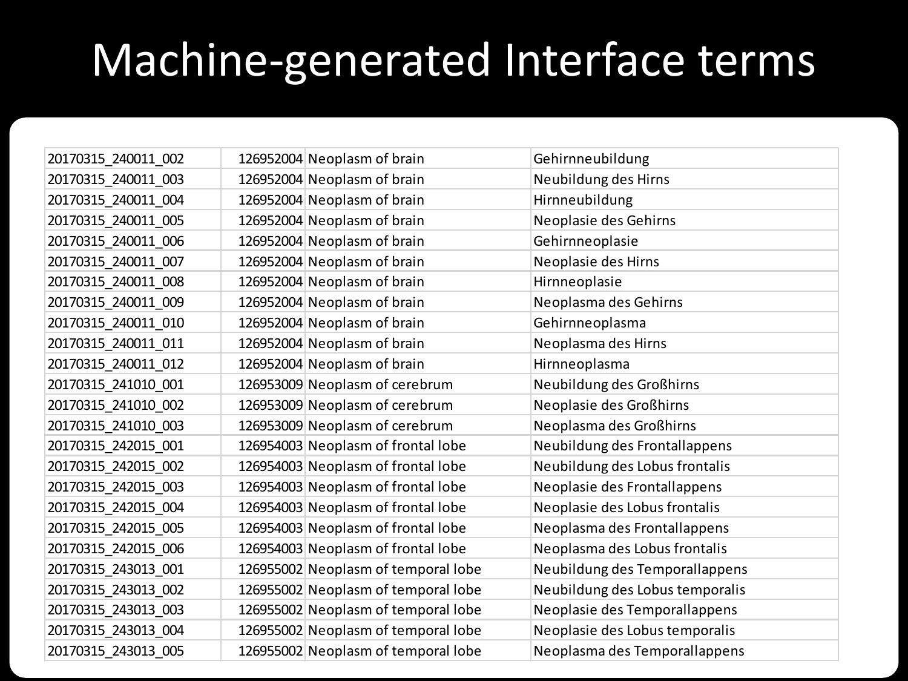# Machine-generated Interface terms

| | | | |
|---|---|---|---|
| 20170315_240011_002 | 126952004 | Neoplasm of brain | Gehirnneubildung |
| 20170315_240011_003 | 126952004 | Neoplasm of brain | Neubildung des Hirns |
| 20170315_240011_004 | 126952004 | Neoplasm of brain | Hirnneubildung |
| 20170315_240011_005 | 126952004 | Neoplasm of brain | Neoplasie des Gehirns |
| 20170315_240011_006 | 126952004 | Neoplasm of brain | Gehirnneoplasie |
| 20170315_240011_007 | 126952004 | Neoplasm of brain | Neoplasie des Hirns |
| 20170315_240011_008 | 126952004 | Neoplasm of brain | Hirnneoplasie |
| 20170315_240011_009 | 126952004 | Neoplasm of brain | Neoplasma des Gehirns |
| 20170315_240011_010 | 126952004 | Neoplasm of brain | Gehirnneoplasma |
| 20170315_240011_011 | 126952004 | Neoplasm of brain | Neoplasma des Hirns |
| 20170315_240011_012 | 126952004 | Neoplasm of brain | Hirnneoplasma |
| 20170315_241010_001 | 126953009 | Neoplasm of cerebrum | Neubildung des Großhirns |
| 20170315_241010_002 | 126953009 | Neoplasm of cerebrum | Neoplasie des Großhirns |
| 20170315_241010_003 | 126953009 | Neoplasm of cerebrum | Neoplasma des Großhirns |
| 20170315_242015_001 | 126954003 | Neoplasm of frontal lobe | Neubildung des Frontallappens |
| 20170315_242015_002 | 126954003 | Neoplasm of frontal lobe | Neubildung des Lobus frontalis |
| 20170315_242015_003 | 126954003 | Neoplasm of frontal lobe | Neoplasie des Frontallappens |
| 20170315_242015_004 | 126954003 | Neoplasm of frontal lobe | Neoplasie des Lobus frontalis |
| 20170315_242015_005 | 126954003 | Neoplasm of frontal lobe | Neoplasma des Frontallappens |
| 20170315_242015_006 | 126954003 | Neoplasm of frontal lobe | Neoplasma des Lobus frontalis |
| 20170315_243013_001 | 126955002 | Neoplasm of temporal lobe | Neubildung des Temporallappens |
| 20170315_243013_002 | 126955002 | Neoplasm of temporal lobe | Neubildung des Lobus temporalis |
| 20170315_243013_003 | 126955002 | Neoplasm of temporal lobe | Neoplasie des Temporallappens |
| 20170315_243013_004 | 126955002 | Neoplasm of temporal lobe | Neoplasie des Lobus temporalis |
| 20170315_243013_005 | 126955002 | Neoplasm of temporal lobe | Neoplasma des Temporallappens |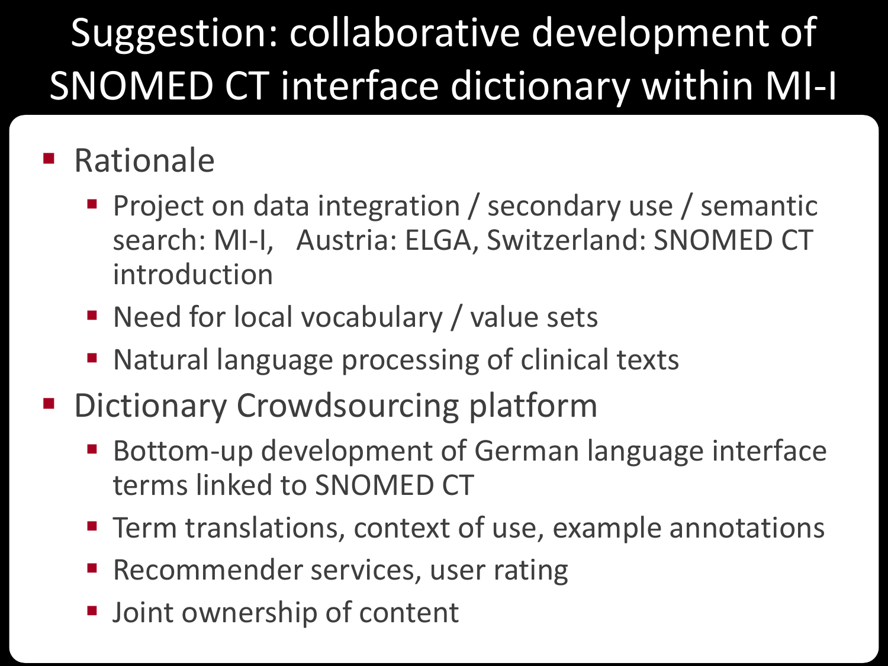# Suggestion: collaborative development of SNOMED CT interface dictionary within MI-I

- Rationale
  - Project on data integration / secondary use / semantic search: MI-I, Austria: ELGA, Switzerland: SNOMED CT introduction
  - Need for local vocabulary / value sets
  - Natural language processing of clinical texts
- Dictionary Crowdsourcing platform
  - Bottom-up development of German language interface terms linked to SNOMED CT
  - Term translations, context of use, example annotations
  - Recommender services, user rating
  - Joint ownership of content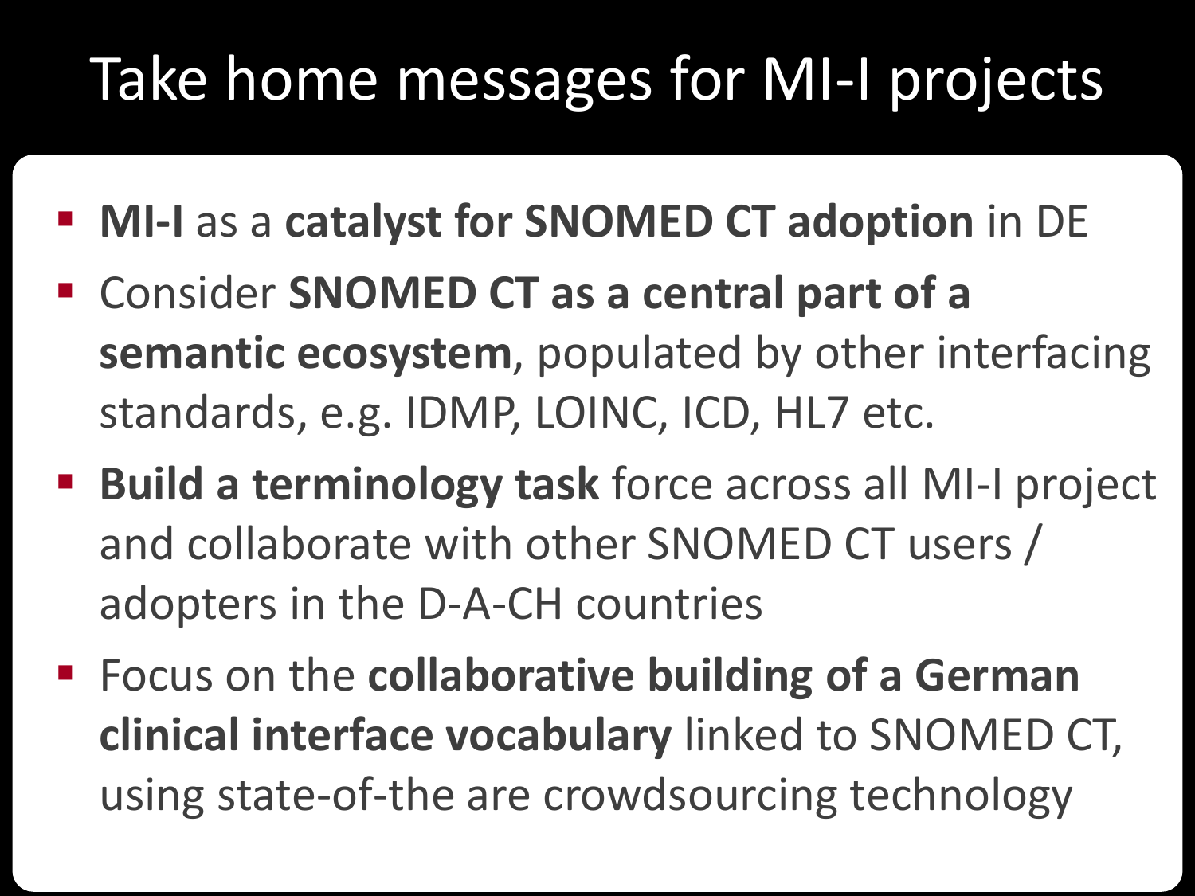# Take home messages for MI-I projects

- **MI-I** as a **catalyst for SNOMED CT adoption** in DE
- Consider **SNOMED CT as a central part of a semantic ecosystem**, populated by other interfacing standards, e.g. IDMP, LOINC, ICD, HL7 etc.
- **Build a terminology task** force across all MI-I project and collaborate with other SNOMED CT users / adopters in the D-A-CH countries
- Focus on the **collaborative building of a German clinical interface vocabulary** linked to SNOMED CT, using state-of-the are crowdsourcing technology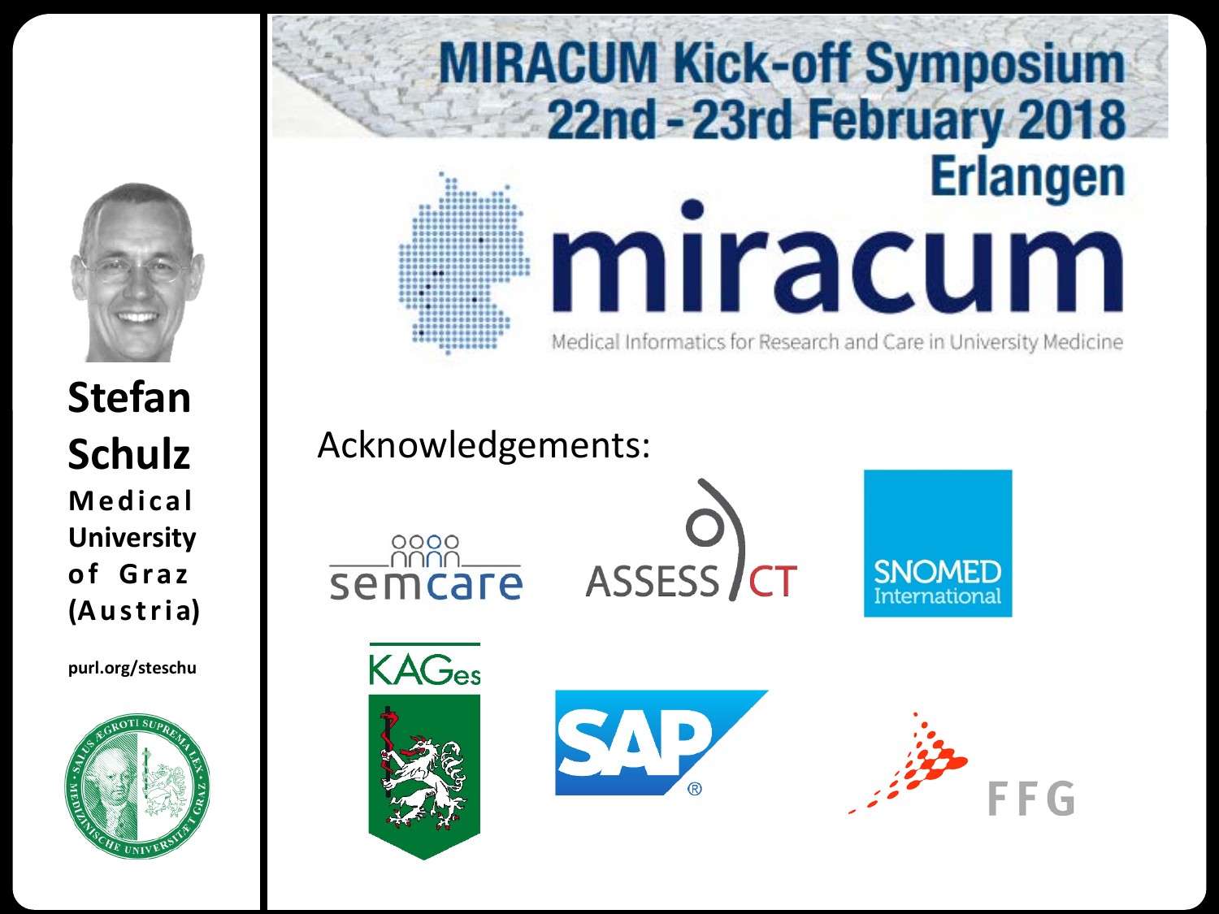# MIRACUM Kick-off Symposium 22nd - 23rd February 2018 Erlangen

miracum

Medical Informatics for Research and Care in University Medicine

**Stefan Schulz**

**Medical University of Graz (Austria)**

**purl.org/steschu**

Acknowledgements:

semcare

ASSESS CT

SNOMED International

KAGes

SAP

FFG